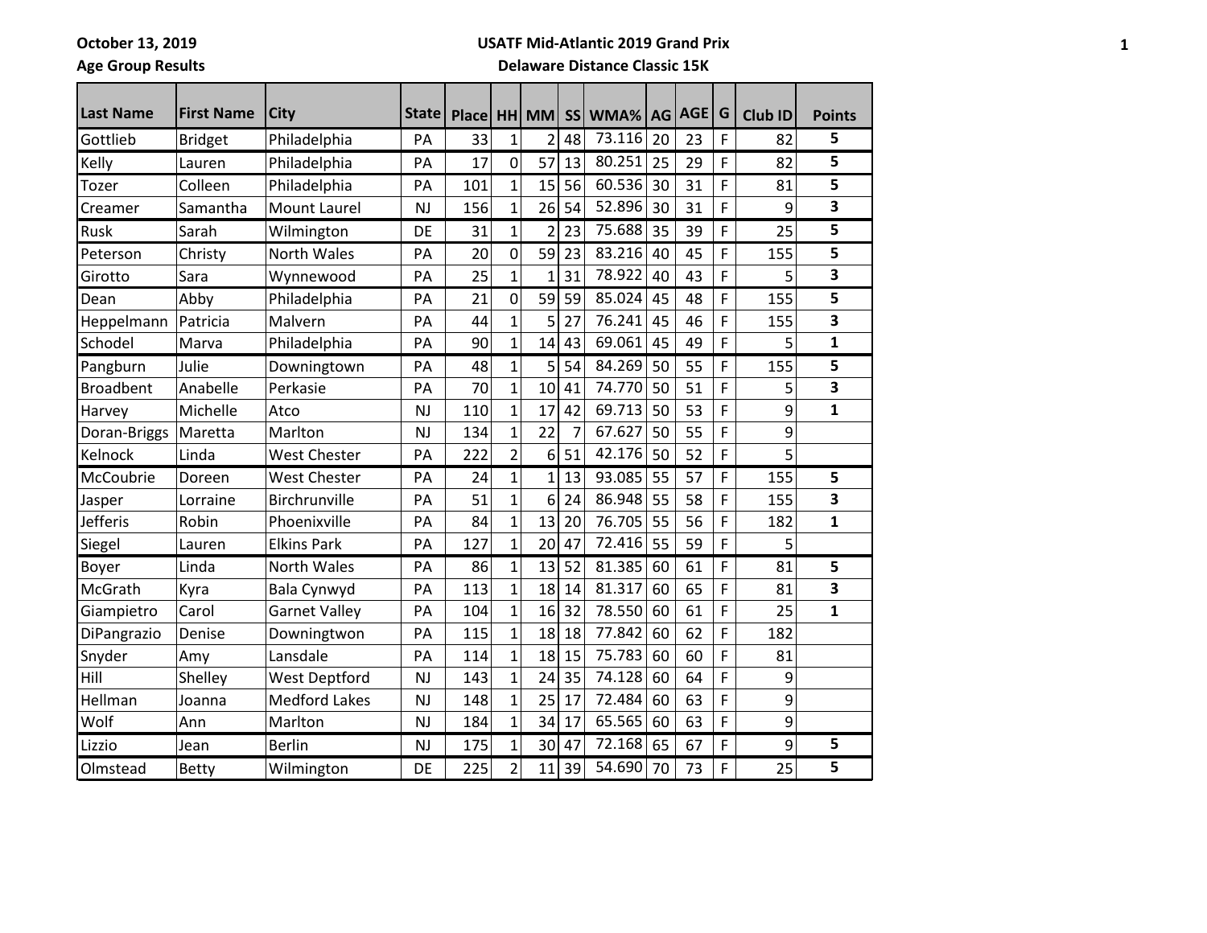October 13, 2019
Age Group Results

**USATF Mid-Atlantic 2019 Grand Prix**
**Delaware Distance Classic 15K**

| Last Name | First Name | City | State | Place | HH | MM | SS | WMA% | AG | AGE | G | Club ID | Points |
|---|---|---|---|---|---|---|---|---|---|---|---|---|---|
| Gottlieb | Bridget | Philadelphia | PA | 33 | 1 | 2 | 48 | 73.116 | 20 | 23 | F | 82 | 5 |
| Kelly | Lauren | Philadelphia | PA | 17 | 0 | 57 | 13 | 80.251 | 25 | 29 | F | 82 | 5 |
| Tozer | Colleen | Philadelphia | PA | 101 | 1 | 15 | 56 | 60.536 | 30 | 31 | F | 81 | 5 |
| Creamer | Samantha | Mount Laurel | NJ | 156 | 1 | 26 | 54 | 52.896 | 30 | 31 | F | 9 | 3 |
| Rusk | Sarah | Wilmington | DE | 31 | 1 | 2 | 23 | 75.688 | 35 | 39 | F | 25 | 5 |
| Peterson | Christy | North Wales | PA | 20 | 0 | 59 | 23 | 83.216 | 40 | 45 | F | 155 | 5 |
| Girotto | Sara | Wynnewood | PA | 25 | 1 | 1 | 31 | 78.922 | 40 | 43 | F | 5 | 3 |
| Dean | Abby | Philadelphia | PA | 21 | 0 | 59 | 59 | 85.024 | 45 | 48 | F | 155 | 5 |
| Heppelmann | Patricia | Malvern | PA | 44 | 1 | 5 | 27 | 76.241 | 45 | 46 | F | 155 | 3 |
| Schodel | Marva | Philadelphia | PA | 90 | 1 | 14 | 43 | 69.061 | 45 | 49 | F | 5 | 1 |
| Pangburn | Julie | Downingtown | PA | 48 | 1 | 5 | 54 | 84.269 | 50 | 55 | F | 155 | 5 |
| Broadbent | Anabelle | Perkasie | PA | 70 | 1 | 10 | 41 | 74.770 | 50 | 51 | F | 5 | 3 |
| Harvey | Michelle | Atco | NJ | 110 | 1 | 17 | 42 | 69.713 | 50 | 53 | F | 9 | 1 |
| Doran-Briggs | Maretta | Marlton | NJ | 134 | 1 | 22 | 7 | 67.627 | 50 | 55 | F | 9 | |
| Kelnock | Linda | West Chester | PA | 222 | 2 | 6 | 51 | 42.176 | 50 | 52 | F | 5 | |
| McCoubrie | Doreen | West Chester | PA | 24 | 1 | 1 | 13 | 93.085 | 55 | 57 | F | 155 | 5 |
| Jasper | Lorraine | Birchrunville | PA | 51 | 1 | 6 | 24 | 86.948 | 55 | 58 | F | 155 | 3 |
| Jefferis | Robin | Phoenixville | PA | 84 | 1 | 13 | 20 | 76.705 | 55 | 56 | F | 182 | 1 |
| Siegel | Lauren | Elkins Park | PA | 127 | 1 | 20 | 47 | 72.416 | 55 | 59 | F | 5 | |
| Boyer | Linda | North Wales | PA | 86 | 1 | 13 | 52 | 81.385 | 60 | 61 | F | 81 | 5 |
| McGrath | Kyra | Bala Cynwyd | PA | 113 | 1 | 18 | 14 | 81.317 | 60 | 65 | F | 81 | 3 |
| Giampietro | Carol | Garnet Valley | PA | 104 | 1 | 16 | 32 | 78.550 | 60 | 61 | F | 25 | 1 |
| DiPangrazio | Denise | Downingtwon | PA | 115 | 1 | 18 | 18 | 77.842 | 60 | 62 | F | 182 | |
| Snyder | Amy | Lansdale | PA | 114 | 1 | 18 | 15 | 75.783 | 60 | 60 | F | 81 | |
| Hill | Shelley | West Deptford | NJ | 143 | 1 | 24 | 35 | 74.128 | 60 | 64 | F | 9 | |
| Hellman | Joanna | Medford Lakes | NJ | 148 | 1 | 25 | 17 | 72.484 | 60 | 63 | F | 9 | |
| Wolf | Ann | Marlton | NJ | 184 | 1 | 34 | 17 | 65.565 | 60 | 63 | F | 9 | |
| Lizzio | Jean | Berlin | NJ | 175 | 1 | 30 | 47 | 72.168 | 65 | 67 | F | 9 | 5 |
| Olmstead | Betty | Wilmington | DE | 225 | 2 | 11 | 39 | 54.690 | 70 | 73 | F | 25 | 5 |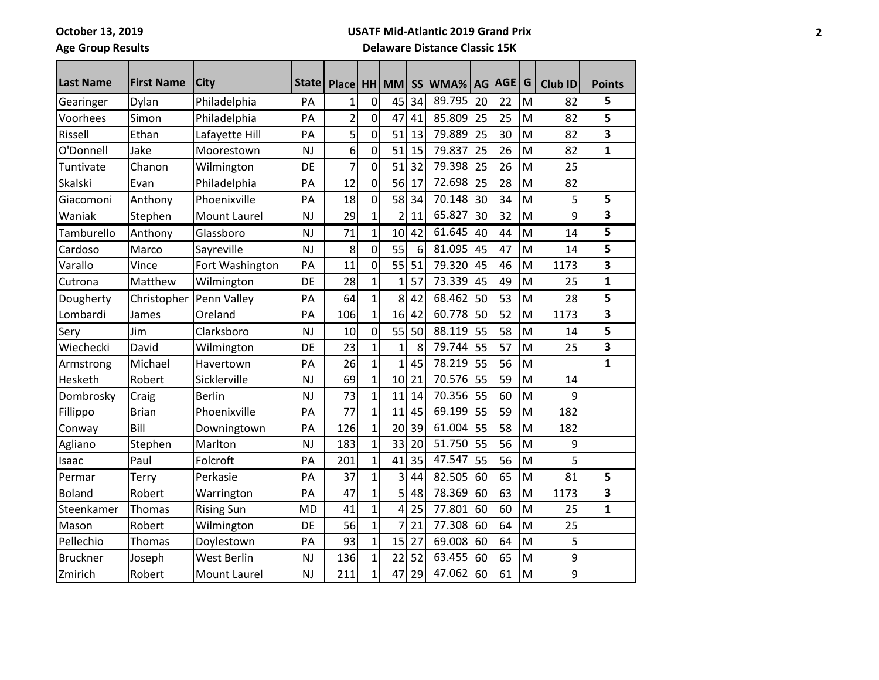October 13, 2019

Age Group Results

**USATF Mid-Atlantic 2019 Grand Prix**

**Delaware Distance Classic 15K**

| Last Name | First Name | City | State | Place | HH | MM | SS | WMA% | AG | AGE | G | Club ID | Points |
|---|---|---|---|---|---|---|---|---|---|---|---|---|---|
| Gearinger | Dylan | Philadelphia | PA | 1 | 0 | 45 | 34 | 89.795 | 20 | 22 | M | 82 | 5 |
| Voorhees | Simon | Philadelphia | PA | 2 | 0 | 47 | 41 | 85.809 | 25 | 25 | M | 82 | 5 |
| Rissell | Ethan | Lafayette Hill | PA | 5 | 0 | 51 | 13 | 79.889 | 25 | 30 | M | 82 | 3 |
| O'Donnell | Jake | Moorestown | NJ | 6 | 0 | 51 | 15 | 79.837 | 25 | 26 | M | 82 | 1 |
| Tuntivate | Chanon | Wilmington | DE | 7 | 0 | 51 | 32 | 79.398 | 25 | 26 | M | 25 | |
| Skalski | Evan | Philadelphia | PA | 12 | 0 | 56 | 17 | 72.698 | 25 | 28 | M | 82 | |
| Giacomoni | Anthony | Phoenixville | PA | 18 | 0 | 58 | 34 | 70.148 | 30 | 34 | M | 5 | 5 |
| Waniak | Stephen | Mount Laurel | NJ | 29 | 1 | 2 | 11 | 65.827 | 30 | 32 | M | 9 | 3 |
| Tamburello | Anthony | Glassboro | NJ | 71 | 1 | 10 | 42 | 61.645 | 40 | 44 | M | 14 | 5 |
| Cardoso | Marco | Sayreville | NJ | 8 | 0 | 55 | 6 | 81.095 | 45 | 47 | M | 14 | 5 |
| Varallo | Vince | Fort Washington | PA | 11 | 0 | 55 | 51 | 79.320 | 45 | 46 | M | 1173 | 3 |
| Cutrona | Matthew | Wilmington | DE | 28 | 1 | 1 | 57 | 73.339 | 45 | 49 | M | 25 | 1 |
| Dougherty | Christopher | Penn Valley | PA | 64 | 1 | 8 | 42 | 68.462 | 50 | 53 | M | 28 | 5 |
| Lombardi | James | Oreland | PA | 106 | 1 | 16 | 42 | 60.778 | 50 | 52 | M | 1173 | 3 |
| Sery | Jim | Clarksboro | NJ | 10 | 0 | 55 | 50 | 88.119 | 55 | 58 | M | 14 | 5 |
| Wiechecki | David | Wilmington | DE | 23 | 1 | 1 | 8 | 79.744 | 55 | 57 | M | 25 | 3 |
| Armstrong | Michael | Havertown | PA | 26 | 1 | 1 | 45 | 78.219 | 55 | 56 | M | | 1 |
| Hesketh | Robert | Sicklerville | NJ | 69 | 1 | 10 | 21 | 70.576 | 55 | 59 | M | 14 | |
| Dombrosky | Craig | Berlin | NJ | 73 | 1 | 11 | 14 | 70.356 | 55 | 60 | M | 9 | |
| Fillippo | Brian | Phoenixville | PA | 77 | 1 | 11 | 45 | 69.199 | 55 | 59 | M | 182 | |
| Conway | Bill | Downingtown | PA | 126 | 1 | 20 | 39 | 61.004 | 55 | 58 | M | 182 | |
| Agliano | Stephen | Marlton | NJ | 183 | 1 | 33 | 20 | 51.750 | 55 | 56 | M | 9 | |
| Isaac | Paul | Folcroft | PA | 201 | 1 | 41 | 35 | 47.547 | 55 | 56 | M | 5 | |
| Permar | Terry | Perkasie | PA | 37 | 1 | 3 | 44 | 82.505 | 60 | 65 | M | 81 | 5 |
| Boland | Robert | Warrington | PA | 47 | 1 | 5 | 48 | 78.369 | 60 | 63 | M | 1173 | 3 |
| Steenkamer | Thomas | Rising Sun | MD | 41 | 1 | 4 | 25 | 77.801 | 60 | 60 | M | 25 | 1 |
| Mason | Robert | Wilmington | DE | 56 | 1 | 7 | 21 | 77.308 | 60 | 64 | M | 25 | |
| Pellechio | Thomas | Doylestown | PA | 93 | 1 | 15 | 27 | 69.008 | 60 | 64 | M | 5 | |
| Bruckner | Joseph | West Berlin | NJ | 136 | 1 | 22 | 52 | 63.455 | 60 | 65 | M | 9 | |
| Zmirich | Robert | Mount Laurel | NJ | 211 | 1 | 47 | 29 | 47.062 | 60 | 61 | M | 9 | |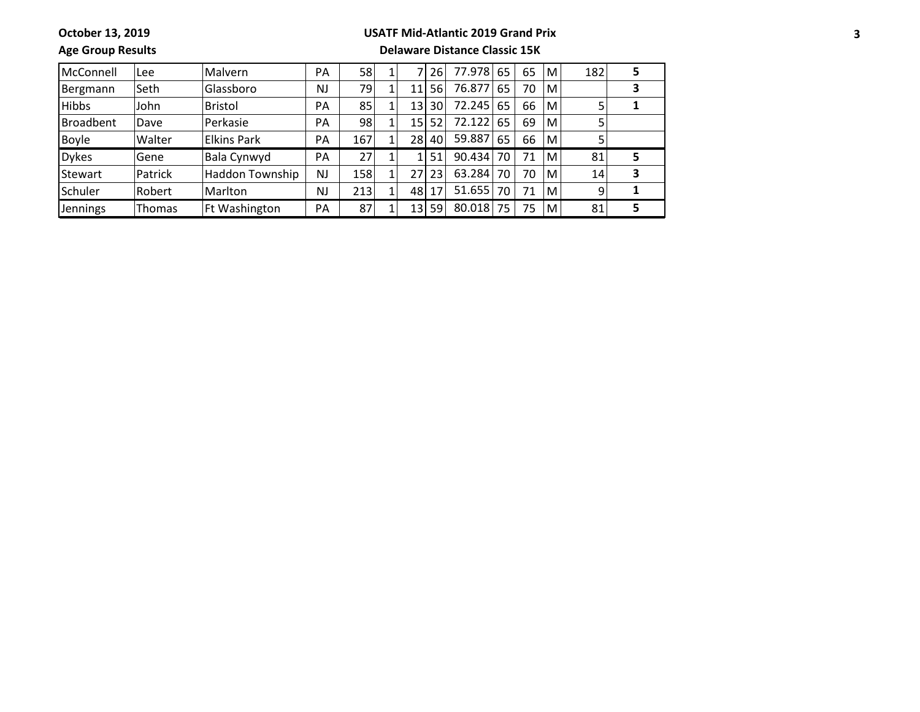**October 13, 2019**

**Age Group Results**

**USATF Mid-Atlantic 2019 Grand Prix**

**Delaware Distance Classic 15K**

| | | | | | | | | | | | | | |
|---|---|---|---|---|---|---|---|---|---|---|---|---|---|
| McConnell | Lee | Malvern | PA | 58 | 1 | 7 | 26 | 77.978 | 65 | 65 | M | 182 | **5** |
| Bergmann | Seth | Glassboro | NJ | 79 | 1 | 11 | 56 | 76.877 | 65 | 70 | M | | **3** |
| Hibbs | John | Bristol | PA | 85 | 1 | 13 | 30 | 72.245 | 65 | 66 | M | 5 | **1** |
| Broadbent | Dave | Perkasie | PA | 98 | 1 | 15 | 52 | 72.122 | 65 | 69 | M | 5 | |
| Boyle | Walter | Elkins Park | PA | 167 | 1 | 28 | 40 | 59.887 | 65 | 66 | M | 5 | |
| Dykes | Gene | Bala Cynwyd | PA | 27 | 1 | 1 | 51 | 90.434 | 70 | 71 | M | 81 | **5** |
| Stewart | Patrick | Haddon Township | NJ | 158 | 1 | 27 | 23 | 63.284 | 70 | 70 | M | 14 | **3** |
| Schuler | Robert | Marlton | NJ | 213 | 1 | 48 | 17 | 51.655 | 70 | 71 | M | 9 | **1** |
| Jennings | Thomas | Ft Washington | PA | 87 | 1 | 13 | 59 | 80.018 | 75 | 75 | M | 81 | **5** |